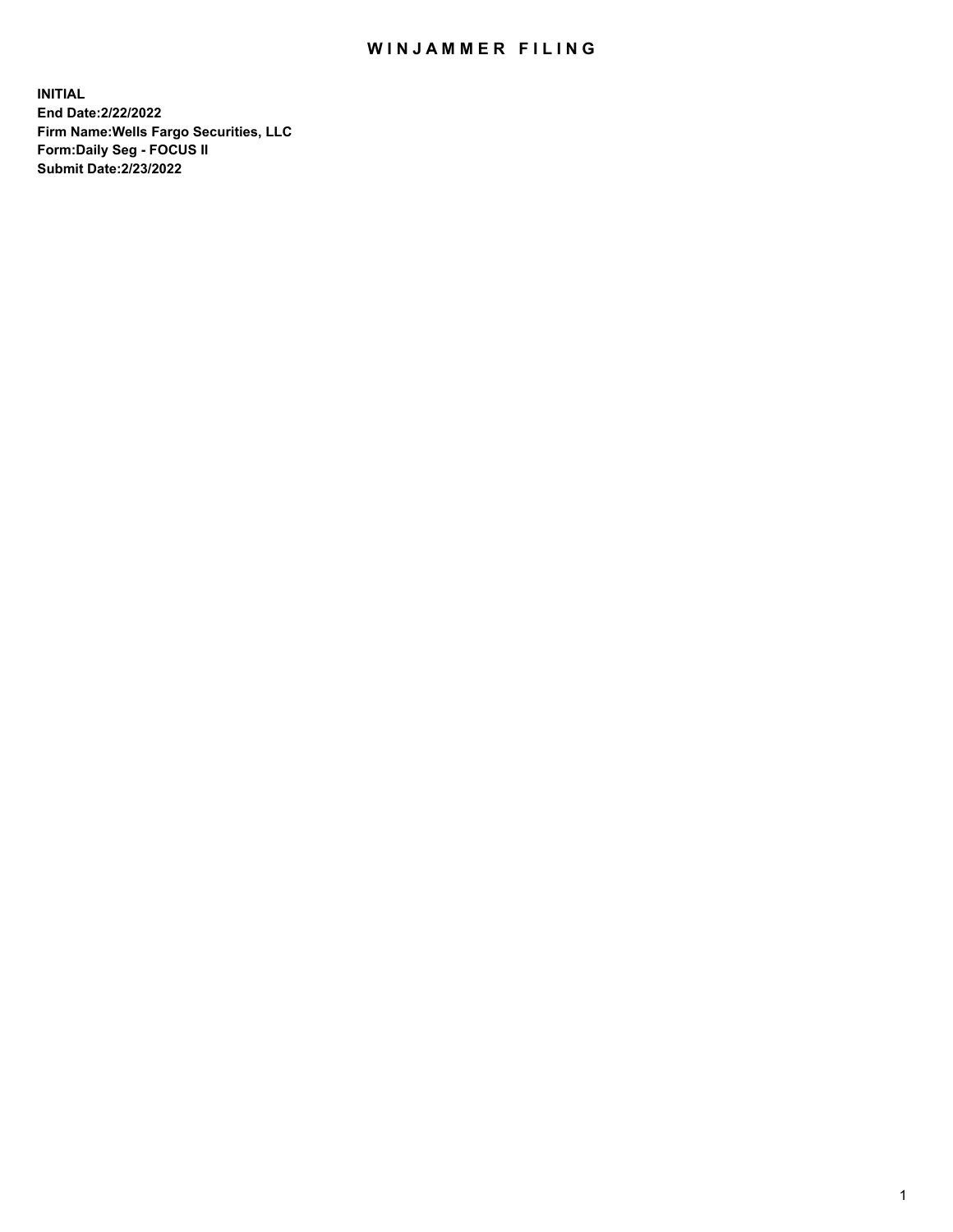# WINJAMMER FILING

**INITIAL**
**End Date:2/22/2022**
**Firm Name:Wells Fargo Securities, LLC**
**Form:Daily Seg - FOCUS II**
**Submit Date:2/23/2022**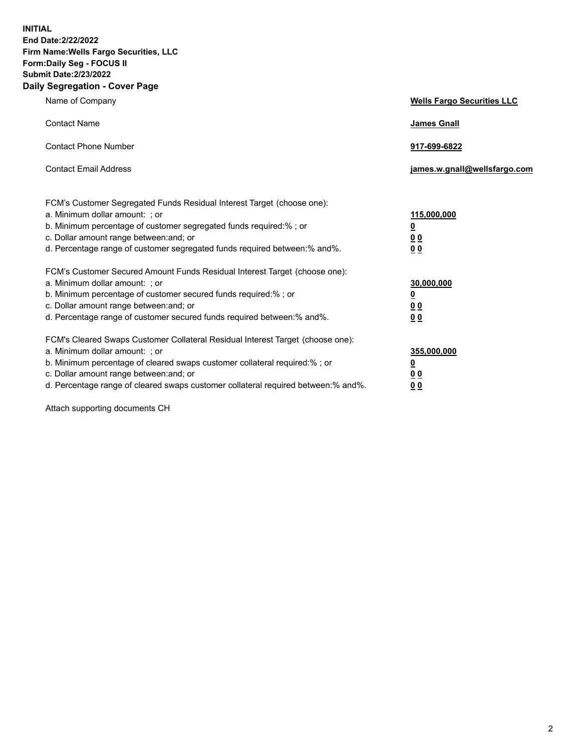**INITIAL**
**End Date:2/22/2022**
**Firm Name:Wells Fargo Securities, LLC**
**Form:Daily Seg - FOCUS II**
**Submit Date:2/23/2022**

## Daily Segregation - Cover Page

| | |
|---|---|
| Name of Company | **Wells Fargo Securities LLC** |
| Contact Name | **James Gnall** |
| Contact Phone Number | **917-699-6822** |
| Contact Email Address | **james.w.gnall@wellsfargo.com** |

| | |
|---|---|
| FCM's Customer Segregated Funds Residual Interest Target (choose one): | |
| a. Minimum dollar amount: ; or | **115,000,000** |
| b. Minimum percentage of customer segregated funds required:% ; or | **0** |
| c. Dollar amount range between:and; or | **0 0** |
| d. Percentage range of customer segregated funds required between:% and%. | **0 0** |
| FCM's Customer Secured Amount Funds Residual Interest Target (choose one): | |
| a. Minimum dollar amount: ; or | **30,000,000** |
| b. Minimum percentage of customer secured funds required:% ; or | **0** |
| c. Dollar amount range between:and; or | **0 0** |
| d. Percentage range of customer secured funds required between:% and%. | **0 0** |
| FCM's Cleared Swaps Customer Collateral Residual Interest Target (choose one): | |
| a. Minimum dollar amount: ; or | **355,000,000** |
| b. Minimum percentage of cleared swaps customer collateral required:% ; or | **0** |
| c. Dollar amount range between:and; or | **0 0** |
| d. Percentage range of cleared swaps customer collateral required between:% and%. | **0 0** |

Attach supporting documents CH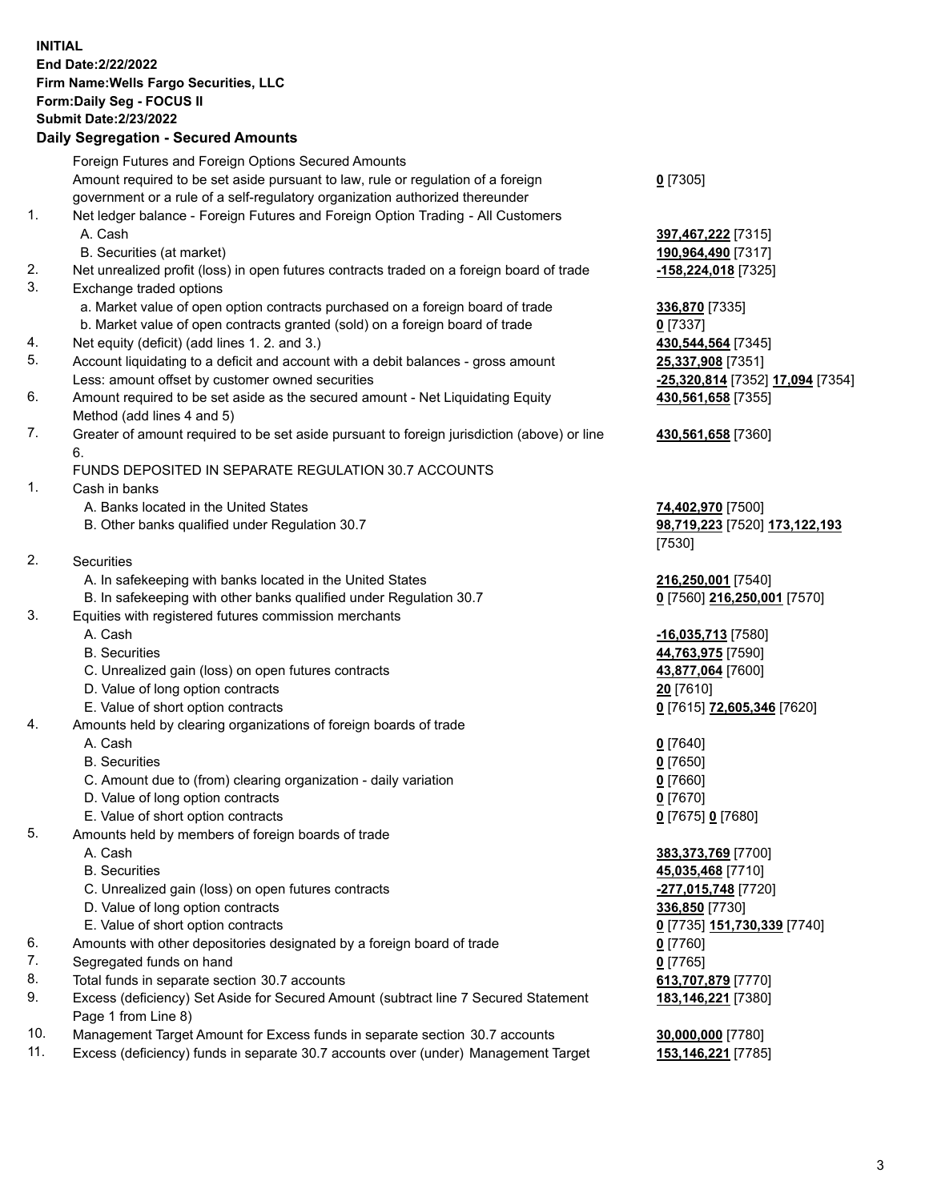**INITIAL**
**End Date:2/22/2022**
**Firm Name:Wells Fargo Securities, LLC**
**Form:Daily Seg - FOCUS II**
**Submit Date:2/23/2022**

## Daily Segregation - Secured Amounts

| | | |
|---|---|---|
| | Foreign Futures and Foreign Options Secured Amounts | |
| | Amount required to be set aside pursuant to law, rule or regulation of a foreign government or a rule of a self-regulatory organization authorized thereunder | **0** [7305] |
| 1. | Net ledger balance - Foreign Futures and Foreign Option Trading - All Customers | |
| | A. Cash | **397,467,222** [7315] |
| | B. Securities (at market) | **190,964,490** [7317] |
| 2. | Net unrealized profit (loss) in open futures contracts traded on a foreign board of trade | **-158,224,018** [7325] |
| 3. | Exchange traded options | |
| | a. Market value of open option contracts purchased on a foreign board of trade | **336,870** [7335] |
| | b. Market value of open contracts granted (sold) on a foreign board of trade | **0** [7337] |
| 4. | Net equity (deficit) (add lines 1. 2. and 3.) | **430,544,564** [7345] |
| 5. | Account liquidating to a deficit and account with a debit balances - gross amount | **25,337,908** [7351] |
| | Less: amount offset by customer owned securities | **-25,320,814** [7352] **17,094** [7354] |
| 6. | Amount required to be set aside as the secured amount - Net Liquidating Equity Method (add lines 4 and 5) | **430,561,658** [7355] |
| 7. | Greater of amount required to be set aside pursuant to foreign jurisdiction (above) or line 6. | **430,561,658** [7360] |
| | FUNDS DEPOSITED IN SEPARATE REGULATION 30.7 ACCOUNTS | |
| 1. | Cash in banks | |
| | A. Banks located in the United States | **74,402,970** [7500] |
| | B. Other banks qualified under Regulation 30.7 | **98,719,223** [7520] **173,122,193** [7530] |
| 2. | Securities | |
| | A. In safekeeping with banks located in the United States | **216,250,001** [7540] |
| | B. In safekeeping with other banks qualified under Regulation 30.7 | **0** [7560] **216,250,001** [7570] |
| 3. | Equities with registered futures commission merchants | |
| | A. Cash | **-16,035,713** [7580] |
| | B. Securities | **44,763,975** [7590] |
| | C. Unrealized gain (loss) on open futures contracts | **43,877,064** [7600] |
| | D. Value of long option contracts | **20** [7610] |
| | E. Value of short option contracts | **0** [7615] **72,605,346** [7620] |
| 4. | Amounts held by clearing organizations of foreign boards of trade | |
| | A. Cash | **0** [7640] |
| | B. Securities | **0** [7650] |
| | C. Amount due to (from) clearing organization - daily variation | **0** [7660] |
| | D. Value of long option contracts | **0** [7670] |
| | E. Value of short option contracts | **0** [7675] **0** [7680] |
| 5. | Amounts held by members of foreign boards of trade | |
| | A. Cash | **383,373,769** [7700] |
| | B. Securities | **45,035,468** [7710] |
| | C. Unrealized gain (loss) on open futures contracts | **-277,015,748** [7720] |
| | D. Value of long option contracts | **336,850** [7730] |
| | E. Value of short option contracts | **0** [7735] **151,730,339** [7740] |
| 6. | Amounts with other depositories designated by a foreign board of trade | **0** [7760] |
| 7. | Segregated funds on hand | **0** [7765] |
| 8. | Total funds in separate section 30.7 accounts | **613,707,879** [7770] |
| 9. | Excess (deficiency) Set Aside for Secured Amount (subtract line 7 Secured Statement Page 1 from Line 8) | **183,146,221** [7380] |
| 10. | Management Target Amount for Excess funds in separate section 30.7 accounts | **30,000,000** [7780] |
| 11. | Excess (deficiency) funds in separate 30.7 accounts over (under) Management Target | **153,146,221** [7785] |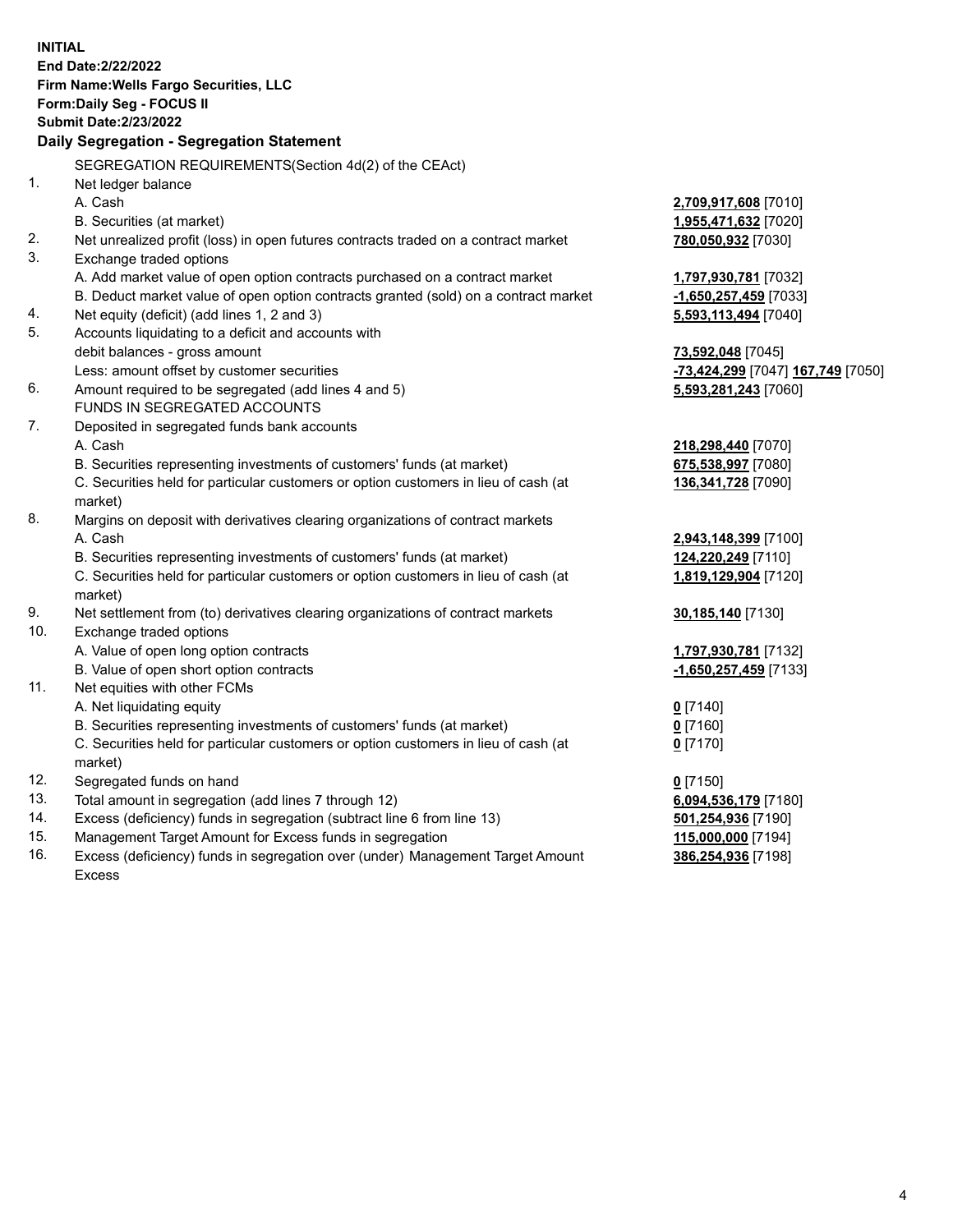**INITIAL**
**End Date:2/22/2022**
**Firm Name:Wells Fargo Securities, LLC**
**Form:Daily Seg - FOCUS II**
**Submit Date:2/23/2022**

## Daily Segregation - Segregation Statement

SEGREGATION REQUIREMENTS(Section 4d(2) of the CEAct)

| | | |
|---|---|---|
| 1. | Net ledger balance | |
| | A. Cash | **2,709,917,608** [7010] |
| | B. Securities (at market) | **1,955,471,632** [7020] |
| 2. | Net unrealized profit (loss) in open futures contracts traded on a contract market | **780,050,932** [7030] |
| 3. | Exchange traded options | |
| | A. Add market value of open option contracts purchased on a contract market | **1,797,930,781** [7032] |
| | B. Deduct market value of open option contracts granted (sold) on a contract market | **-1,650,257,459** [7033] |
| 4. | Net equity (deficit) (add lines 1, 2 and 3) | **5,593,113,494** [7040] |
| 5. | Accounts liquidating to a deficit and accounts with debit balances - gross amount | **73,592,048** [7045] |
| | Less: amount offset by customer securities | **-73,424,299** [7047] **167,749** [7050] |
| 6. | Amount required to be segregated (add lines 4 and 5) | **5,593,281,243** [7060] |
| | FUNDS IN SEGREGATED ACCOUNTS | |
| 7. | Deposited in segregated funds bank accounts | |
| | A. Cash | **218,298,440** [7070] |
| | B. Securities representing investments of customers' funds (at market) | **675,538,997** [7080] |
| | C. Securities held for particular customers or option customers in lieu of cash (at market) | **136,341,728** [7090] |
| 8. | Margins on deposit with derivatives clearing organizations of contract markets | |
| | A. Cash | **2,943,148,399** [7100] |
| | B. Securities representing investments of customers' funds (at market) | **124,220,249** [7110] |
| | C. Securities held for particular customers or option customers in lieu of cash (at market) | **1,819,129,904** [7120] |
| 9. | Net settlement from (to) derivatives clearing organizations of contract markets | **30,185,140** [7130] |
| 10. | Exchange traded options | |
| | A. Value of open long option contracts | **1,797,930,781** [7132] |
| | B. Value of open short option contracts | **-1,650,257,459** [7133] |
| 11. | Net equities with other FCMs | |
| | A. Net liquidating equity | **0** [7140] |
| | B. Securities representing investments of customers' funds (at market) | **0** [7160] |
| | C. Securities held for particular customers or option customers in lieu of cash (at market) | **0** [7170] |
| 12. | Segregated funds on hand | **0** [7150] |
| 13. | Total amount in segregation (add lines 7 through 12) | **6,094,536,179** [7180] |
| 14. | Excess (deficiency) funds in segregation (subtract line 6 from line 13) | **501,254,936** [7190] |
| 15. | Management Target Amount for Excess funds in segregation | **115,000,000** [7194] |
| 16. | Excess (deficiency) funds in segregation over (under) Management Target Amount Excess | **386,254,936** [7198] |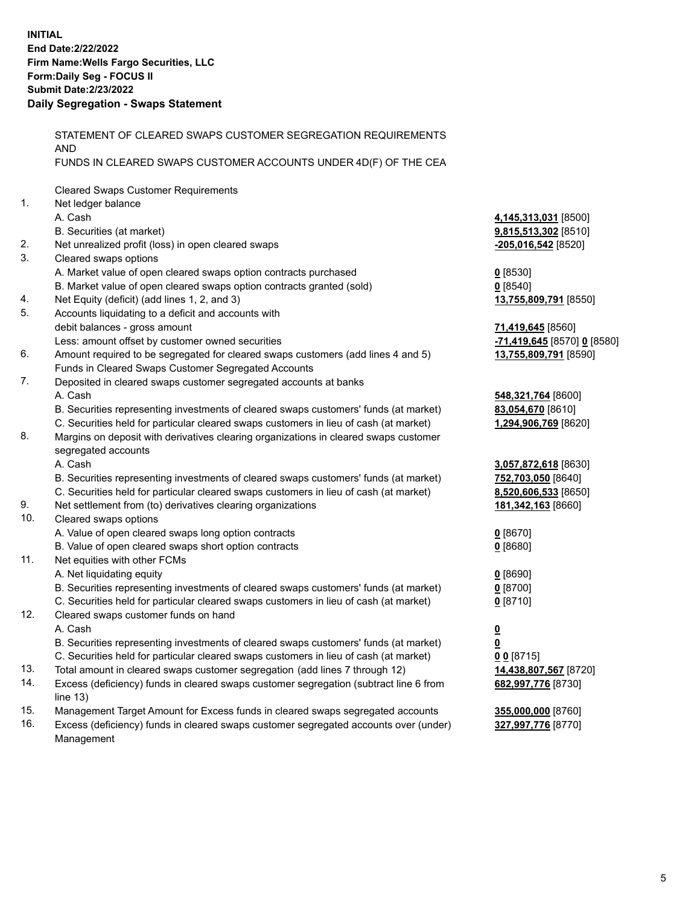**INITIAL**
**End Date:2/22/2022**
**Firm Name:Wells Fargo Securities, LLC**
**Form:Daily Seg - FOCUS II**
**Submit Date:2/23/2022**
**Daily Segregation - Swaps Statement**

STATEMENT OF CLEARED SWAPS CUSTOMER SEGREGATION REQUIREMENTS AND FUNDS IN CLEARED SWAPS CUSTOMER ACCOUNTS UNDER 4D(F) OF THE CEA

| | | |
|---|---|---|
| | Cleared Swaps Customer Requirements | |
| 1. | Net ledger balance | |
| | A. Cash | **4,145,313,031** [8500] |
| | B. Securities (at market) | **9,815,513,302** [8510] |
| 2. | Net unrealized profit (loss) in open cleared swaps | **-205,016,542** [8520] |
| 3. | Cleared swaps options | |
| | A. Market value of open cleared swaps option contracts purchased | **0** [8530] |
| | B. Market value of open cleared swaps option contracts granted (sold) | **0** [8540] |
| 4. | Net Equity (deficit) (add lines 1, 2, and 3) | **13,755,809,791** [8550] |
| 5. | Accounts liquidating to a deficit and accounts with debit balances - gross amount | **71,419,645** [8560] |
| | Less: amount offset by customer owned securities | **-71,419,645** [8570] **0** [8580] |
| 6. | Amount required to be segregated for cleared swaps customers (add lines 4 and 5) | **13,755,809,791** [8590] |
| | Funds in Cleared Swaps Customer Segregated Accounts | |
| 7. | Deposited in cleared swaps customer segregated accounts at banks | |
| | A. Cash | **548,321,764** [8600] |
| | B. Securities representing investments of cleared swaps customers' funds (at market) | **83,054,670** [8610] |
| | C. Securities held for particular cleared swaps customers in lieu of cash (at market) | **1,294,906,769** [8620] |
| 8. | Margins on deposit with derivatives clearing organizations in cleared swaps customer segregated accounts | |
| | A. Cash | **3,057,872,618** [8630] |
| | B. Securities representing investments of cleared swaps customers' funds (at market) | **752,703,050** [8640] |
| | C. Securities held for particular cleared swaps customers in lieu of cash (at market) | **8,520,606,533** [8650] |
| 9. | Net settlement from (to) derivatives clearing organizations | **181,342,163** [8660] |
| 10. | Cleared swaps options | |
| | A. Value of open cleared swaps long option contracts | **0** [8670] |
| | B. Value of open cleared swaps short option contracts | **0** [8680] |
| 11. | Net equities with other FCMs | |
| | A. Net liquidating equity | **0** [8690] |
| | B. Securities representing investments of cleared swaps customers' funds (at market) | **0** [8700] |
| | C. Securities held for particular cleared swaps customers in lieu of cash (at market) | **0** [8710] |
| 12. | Cleared swaps customer funds on hand | |
| | A. Cash | **0** |
| | B. Securities representing investments of cleared swaps customers' funds (at market) | **0** |
| | C. Securities held for particular cleared swaps customers in lieu of cash (at market) | **0** **0** [8715] |
| 13. | Total amount in cleared swaps customer segregation (add lines 7 through 12) | **14,438,807,567** [8720] |
| 14. | Excess (deficiency) funds in cleared swaps customer segregation (subtract line 6 from line 13) | **682,997,776** [8730] |
| 15. | Management Target Amount for Excess funds in cleared swaps segregated accounts | **355,000,000** [8760] |
| 16. | Excess (deficiency) funds in cleared swaps customer segregated accounts over (under) Management | **327,997,776** [8770] |